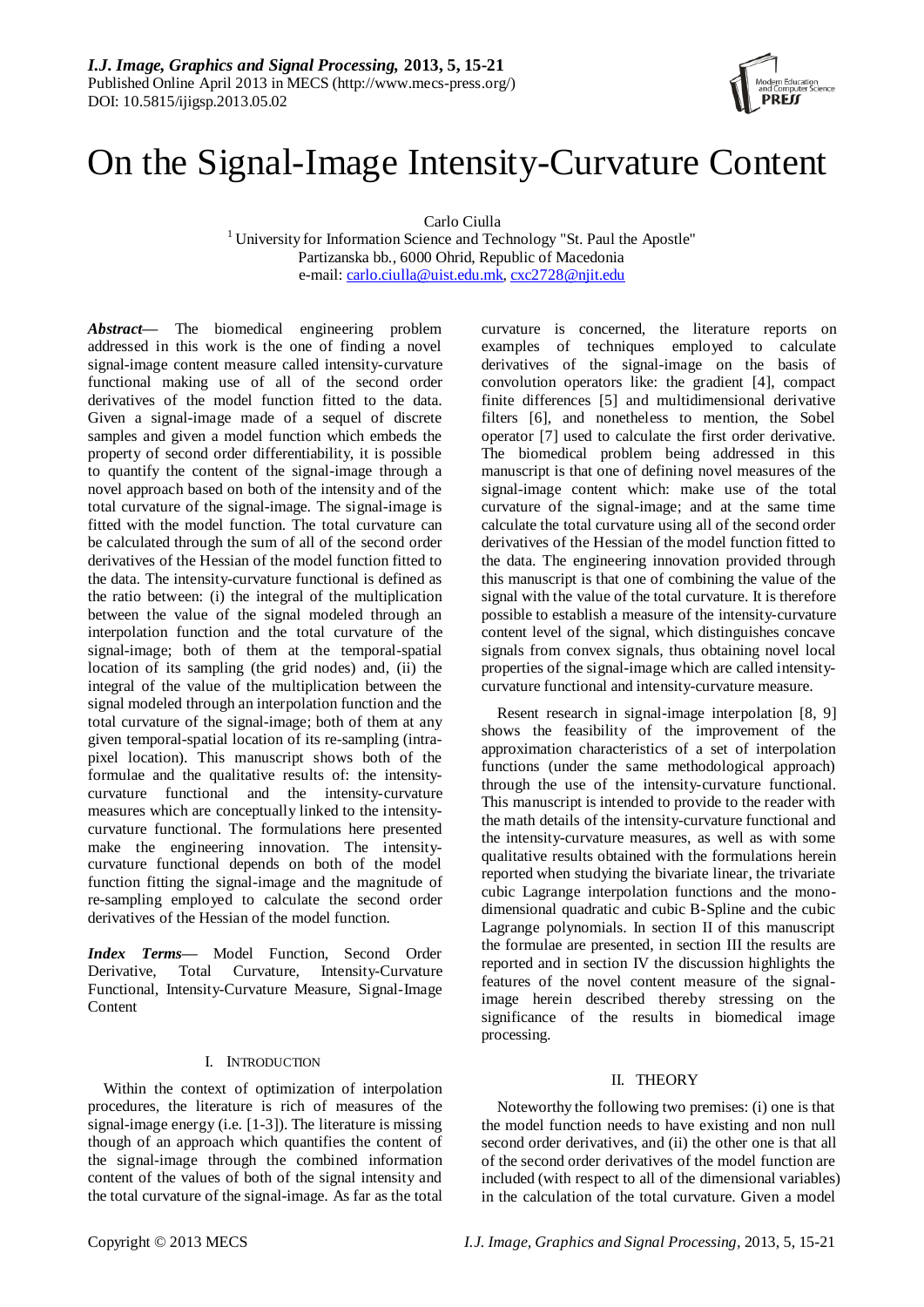# On the Signal-Image Intensity-Curvature Content

Carlo Ciulla

[1] University for Information Science and Technology "St. Paul the Apostle"
Partizanska bb., 6000 Ohrid, Republic of Macedonia
e-mail: carlo.ciulla@uist.edu.mk, cxc2728@njit.edu

***Abstract*—** The biomedical engineering problem addressed in this work is the one of finding a novel signal-image content measure called intensity-curvature functional making use of all of the second order derivatives of the model function fitted to the data. Given a signal-image made of a sequel of discrete samples and given a model function which embeds the property of second order differentiability, it is possible to quantify the content of the signal-image through a novel approach based on both of the intensity and of the total curvature of the signal-image. The signal-image is fitted with the model function. The total curvature can be calculated through the sum of all of the second order derivatives of the Hessian of the model function fitted to the data. The intensity-curvature functional is defined as the ratio between: (i) the integral of the multiplication between the value of the signal modeled through an interpolation function and the total curvature of the signal-image; both of them at the temporal-spatial location of its sampling (the grid nodes) and, (ii) the integral of the value of the multiplication between the signal modeled through an interpolation function and the total curvature of the signal-image; both of them at any given temporal-spatial location of its re-sampling (intra-pixel location). This manuscript shows both of the formulae and the qualitative results of: the intensity-curvature functional and the intensity-curvature measures which are conceptually linked to the intensity-curvature functional. The formulations here presented make the engineering innovation. The intensity-curvature functional depends on both of the model function fitting the signal-image and the magnitude of re-sampling employed to calculate the second order derivatives of the Hessian of the model function.

***Index Terms*—** Model Function, Second Order Derivative, Total Curvature, Intensity-Curvature Functional, Intensity-Curvature Measure, Signal-Image Content

## I. Introduction

Within the context of optimization of interpolation procedures, the literature is rich of measures of the signal-image energy (i.e. [1-3]). The literature is missing though of an approach which quantifies the content of the signal-image through the combined information content of the values of both of the signal intensity and the total curvature of the signal-image. As far as the total curvature is concerned, the literature reports on examples of techniques employed to calculate derivatives of the signal-image on the basis of convolution operators like: the gradient [4], compact finite differences [5] and multidimensional derivative filters [6], and nonetheless to mention, the Sobel operator [7] used to calculate the first order derivative. The biomedical problem being addressed in this manuscript is that one of defining novel measures of the signal-image content which: make use of the total curvature of the signal-image; and at the same time calculate the total curvature using all of the second order derivatives of the Hessian of the model function fitted to the data. The engineering innovation provided through this manuscript is that one of combining the value of the signal with the value of the total curvature. It is therefore possible to establish a measure of the intensity-curvature content level of the signal, which distinguishes concave signals from convex signals, thus obtaining novel local properties of the signal-image which are called intensity-curvature functional and intensity-curvature measure.

Resent research in signal-image interpolation [8, 9] shows the feasibility of the improvement of the approximation characteristics of a set of interpolation functions (under the same methodological approach) through the use of the intensity-curvature functional. This manuscript is intended to provide to the reader with the math details of the intensity-curvature functional and the intensity-curvature measures, as well as with some qualitative results obtained with the formulations herein reported when studying the bivariate linear, the trivariate cubic Lagrange interpolation functions and the mono-dimensional quadratic and cubic B-Spline and the cubic Lagrange polynomials. In section II of this manuscript the formulae are presented, in section III the results are reported and in section IV the discussion highlights the features of the novel content measure of the signal-image herein described thereby stressing on the significance of the results in biomedical image processing.

## II. Theory

Noteworthy the following two premises: (i) one is that the model function needs to have existing and non null second order derivatives, and (ii) the other one is that all of the second order derivatives of the model function are included (with respect to all of the dimensional variables) in the calculation of the total curvature. Given a model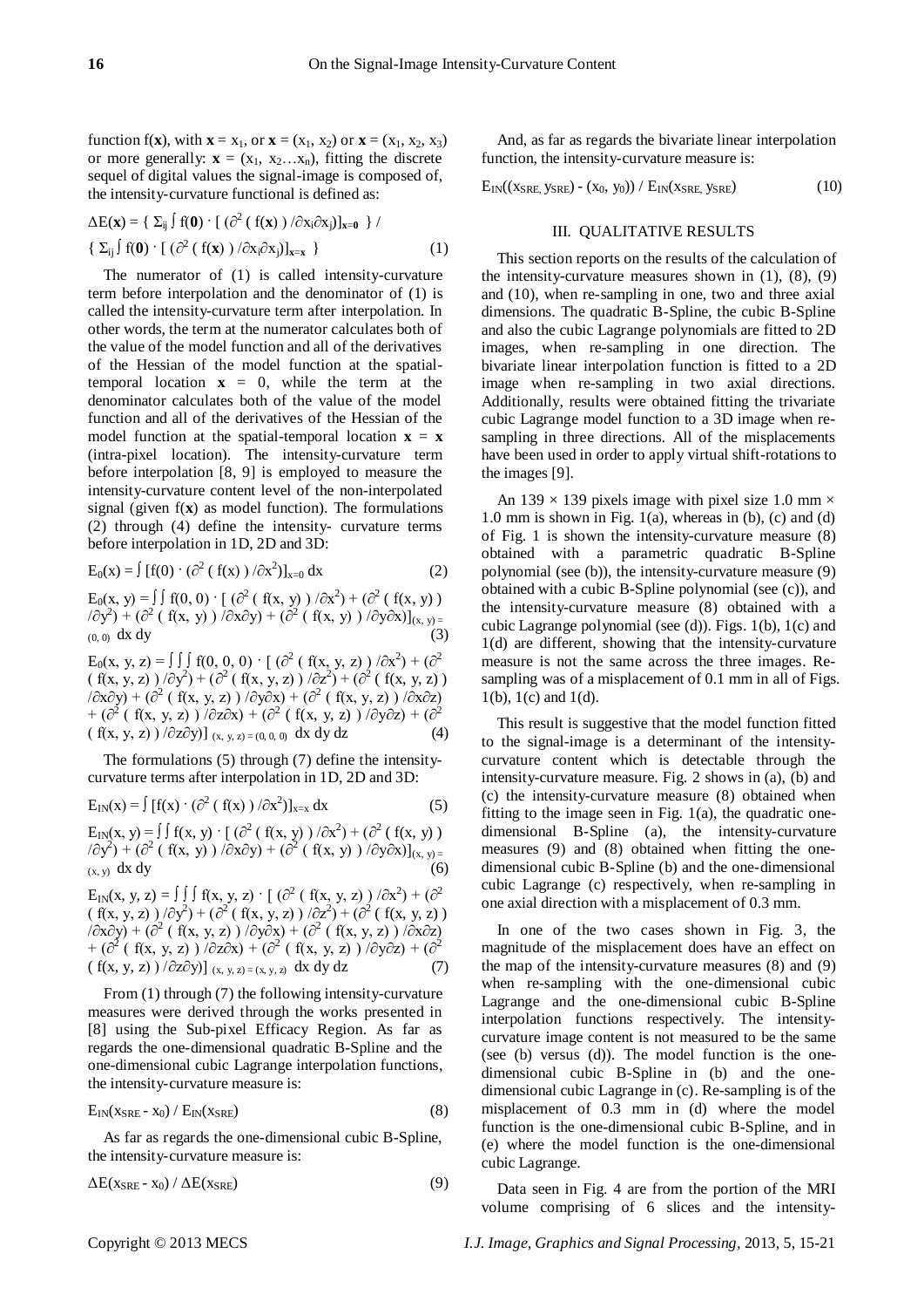function $f(\mathbf{x})$, with $\mathbf{x} = x_1$, or $\mathbf{x} = (x_1, x_2)$ or $\mathbf{x} = (x_1, x_2, x_3)$ or more generally: $\mathbf{x} = (x_1, x_2 \ldots x_n)$, fitting the discrete sequel of digital values the signal-image is composed of, the intensity-curvature functional is defined as:

$$\Delta E(\mathbf{x}) = \{ \Sigma_{ij} \int f(\mathbf{0}) \cdot [ (\partial^2 ( f(\mathbf{x}) ) / \partial x_i \partial x_j)]_{\mathbf{x}=\mathbf{0}} \} / \{ \Sigma_{ij} \int f(\mathbf{0}) \cdot [ (\partial^2 ( f(\mathbf{x}) ) / \partial x_i \partial x_j)]_{\mathbf{x}=\mathbf{x}} \} \tag{1}$$

The numerator of (1) is called intensity-curvature term before interpolation and the denominator of (1) is called the intensity-curvature term after interpolation. In other words, the term at the numerator calculates both of the value of the model function and all of the derivatives of the Hessian of the model function at the spatial-temporal location $\mathbf{x} = 0$, while the term at the denominator calculates both of the value of the model function and all of the derivatives of the Hessian of the model function at the spatial-temporal location $\mathbf{x} = \mathbf{x}$ (intra-pixel location). The intensity-curvature term before interpolation [8, 9] is employed to measure the intensity-curvature content level of the non-interpolated signal (given $f(\mathbf{x})$ as model function). The formulations (2) through (4) define the intensity- curvature terms before interpolation in 1D, 2D and 3D:

$$E_0(x) = \int [f(0) \cdot (\partial^2 ( f(x) ) / \partial x^2)]_{x=0} \, dx \tag{2}$$

$$E_0(x, y) = \int\int f(0, 0) \cdot [ (\partial^2 ( f(x, y) ) / \partial x^2) + (\partial^2 ( f(x, y) ) / \partial y^2) + (\partial^2 ( f(x, y) ) / \partial x \partial y) + (\partial^2 ( f(x, y) ) / \partial y \partial x)]_{(x, y) = (0, 0)} \, dx \, dy \tag{3}$$

$$E_0(x, y, z) = \int\int\int f(0, 0, 0) \cdot [ (\partial^2 ( f(x, y, z) ) / \partial x^2) + (\partial^2 ( f(x, y, z) ) / \partial y^2) + (\partial^2 ( f(x, y, z) ) / \partial z^2) + (\partial^2 ( f(x, y, z) ) / \partial x \partial y) + (\partial^2 ( f(x, y, z) ) / \partial y \partial x) + (\partial^2 ( f(x, y, z) ) / \partial x \partial z) + (\partial^2 ( f(x, y, z) ) / \partial z \partial x) + (\partial^2 ( f(x, y, z) ) / \partial y \partial z) + (\partial^2 ( f(x, y, z) ) / \partial z \partial y)]_{(x, y, z) = (0, 0, 0)} \, dx \, dy \, dz \tag{4}$$

The formulations (5) through (7) define the intensity-curvature terms after interpolation in 1D, 2D and 3D:

$$E_{IN}(x) = \int [f(x) \cdot (\partial^2 ( f(x) ) / \partial x^2)]_{x=x} \, dx \tag{5}$$

$$E_{IN}(x, y) = \int\int f(x, y) \cdot [ (\partial^2 ( f(x, y) ) / \partial x^2) + (\partial^2 ( f(x, y) ) / \partial y^2) + (\partial^2 ( f(x, y) ) / \partial x \partial y) + (\partial^2 ( f(x, y) ) / \partial y \partial x)]_{(x, y) = (x, y)} \, dx \, dy \tag{6}$$

$$E_{IN}(x, y, z) = \int\int\int f(x, y, z) \cdot [ (\partial^2 ( f(x, y, z) ) / \partial x^2) + (\partial^2 ( f(x, y, z) ) / \partial y^2) + (\partial^2 ( f(x, y, z) ) / \partial z^2) + (\partial^2 ( f(x, y, z) ) / \partial x \partial y) + (\partial^2 ( f(x, y, z) ) / \partial y \partial x) + (\partial^2 ( f(x, y, z) ) / \partial x \partial z) + (\partial^2 ( f(x, y, z) ) / \partial z \partial x) + (\partial^2 ( f(x, y, z) ) / \partial y \partial z) + (\partial^2 ( f(x, y, z) ) / \partial z \partial y)]_{(x, y, z) = (x, y, z)} \, dx \, dy \, dz \tag{7}$$

From (1) through (7) the following intensity-curvature measures were derived through the works presented in [8] using the Sub-pixel Efficacy Region. As far as regards the one-dimensional quadratic B-Spline and the one-dimensional cubic Lagrange interpolation functions, the intensity-curvature measure is:

$$E_{IN}(x_{SRE} - x_0) / E_{IN}(x_{SRE}) \tag{8}$$

As far as regards the one-dimensional cubic B-Spline, the intensity-curvature measure is:

$$\Delta E(x_{SRE} - x_0) / \Delta E(x_{SRE}) \tag{9}$$

And, as far as regards the bivariate linear interpolation function, the intensity-curvature measure is:

$$E_{IN}((x_{SRE}, y_{SRE}) - (x_0, y_0)) / E_{IN}(x_{SRE}, y_{SRE}) \tag{10}$$

## III. QUALITATIVE RESULTS

This section reports on the results of the calculation of the intensity-curvature measures shown in (1), (8), (9) and (10), when re-sampling in one, two and three axial dimensions. The quadratic B-Spline, the cubic B-Spline and also the cubic Lagrange polynomials are fitted to 2D images, when re-sampling in one direction. The bivariate linear interpolation function is fitted to a 2D image when re-sampling in two axial directions. Additionally, results were obtained fitting the trivariate cubic Lagrange model function to a 3D image when re-sampling in three directions. All of the misplacements have been used in order to apply virtual shift-rotations to the images [9].

An $139 \times 139$ pixels image with pixel size 1.0 mm $\times$ 1.0 mm is shown in Fig. 1(a), whereas in (b), (c) and (d) of Fig. 1 is shown the intensity-curvature measure (8) obtained with a parametric quadratic B-Spline polynomial (see (b)), the intensity-curvature measure (9) obtained with a cubic B-Spline polynomial (see (c)), and the intensity-curvature measure (8) obtained with a cubic Lagrange polynomial (see (d)). Figs. 1(b), 1(c) and 1(d) are different, showing that the intensity-curvature measure is not the same across the three images. Re-sampling was of a misplacement of 0.1 mm in all of Figs. 1(b), 1(c) and 1(d).

This result is suggestive that the model function fitted to the signal-image is a determinant of the intensity-curvature content which is detectable through the intensity-curvature measure. Fig. 2 shows in (a), (b) and (c) the intensity-curvature measure (8) obtained when fitting to the image seen in Fig. 1(a), the quadratic one-dimensional B-Spline (a), the intensity-curvature measures (9) and (8) obtained when fitting the one-dimensional cubic B-Spline (b) and the one-dimensional cubic Lagrange (c) respectively, when re-sampling in one axial direction with a misplacement of 0.3 mm.

In one of the two cases shown in Fig. 3, the magnitude of the misplacement does have an effect on the map of the intensity-curvature measures (8) and (9) when re-sampling with the one-dimensional cubic Lagrange and the one-dimensional cubic B-Spline interpolation functions respectively. The intensity-curvature image content is not measured to be the same (see (b) versus (d)). The model function is the one-dimensional cubic B-Spline in (b) and the one-dimensional cubic Lagrange in (c). Re-sampling is of the misplacement of 0.3 mm in (d) where the model function is the one-dimensional cubic B-Spline, and in (e) where the model function is the one-dimensional cubic Lagrange.

Data seen in Fig. 4 are from the portion of the MRI volume comprising of 6 slices and the intensity-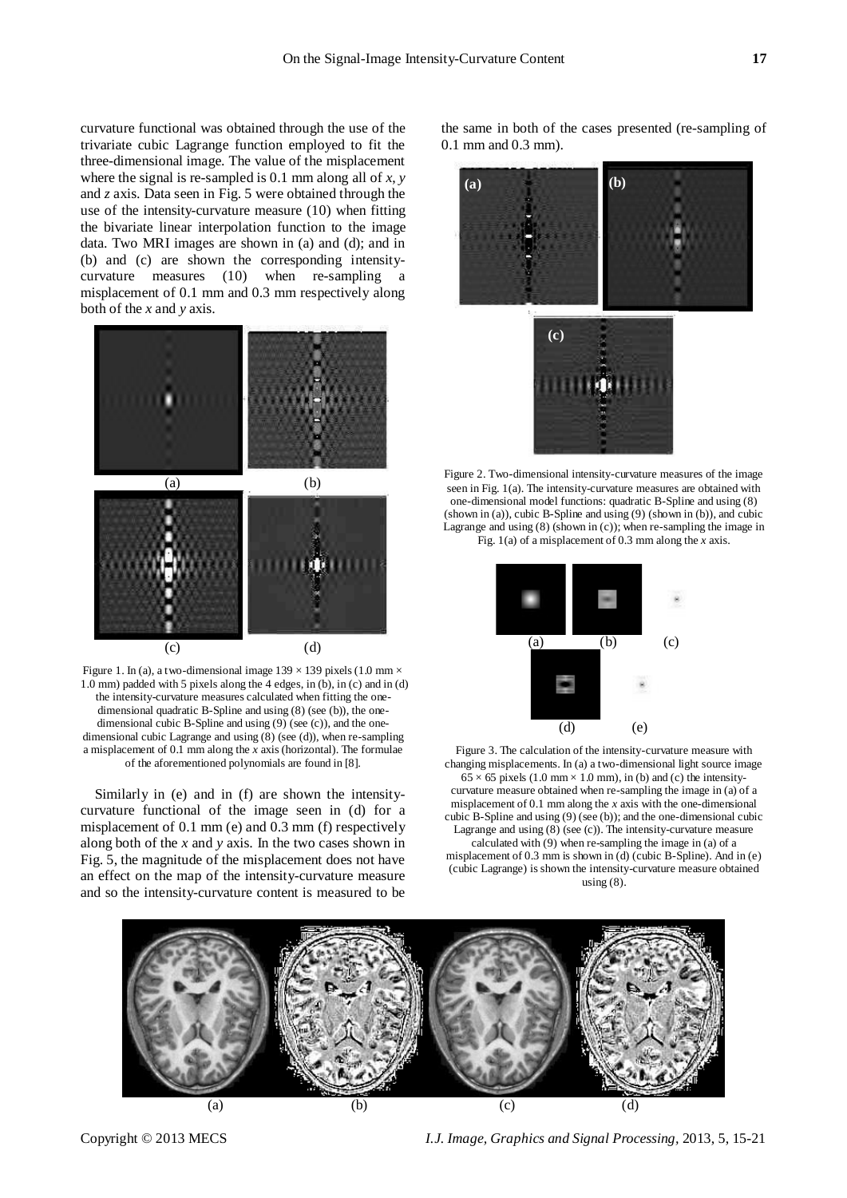curvature functional was obtained through the use of the trivariate cubic Lagrange function employed to fit the three-dimensional image. The value of the misplacement where the signal is re-sampled is 0.1 mm along all of *x*, *y* and *z* axis. Data seen in Fig. 5 were obtained through the use of the intensity-curvature measure (10) when fitting the bivariate linear interpolation function to the image data. Two MRI images are shown in (a) and (d); and in (b) and (c) are shown the corresponding intensity-curvature measures (10) when re-sampling a misplacement of 0.1 mm and 0.3 mm respectively along both of the *x* and *y* axis.

Figure 1. In (a), a two-dimensional image 139 × 139 pixels (1.0 mm × 1.0 mm) padded with 5 pixels along the 4 edges, in (b), in (c) and in (d) the intensity-curvature measures calculated when fitting the one-dimensional quadratic B-Spline and using (8) (see (b)), the one-dimensional cubic B-Spline and using (9) (see (c)), and the one-dimensional cubic Lagrange and using (8) (see (d)), when re-sampling a misplacement of 0.1 mm along the *x* axis (horizontal). The formulae of the aforementioned polynomials are found in [8].

Similarly in (e) and in (f) are shown the intensity-curvature functional of the image seen in (d) for a misplacement of 0.1 mm (e) and 0.3 mm (f) respectively along both of the *x* and *y* axis. In the two cases shown in Fig. 5, the magnitude of the misplacement does not have an effect on the map of the intensity-curvature measure and so the intensity-curvature content is measured to be the same in both of the cases presented (re-sampling of 0.1 mm and 0.3 mm).

Figure 2. Two-dimensional intensity-curvature measures of the image seen in Fig. 1(a). The intensity-curvature measures are obtained with one-dimensional model functions: quadratic B-Spline and using (8) (shown in (a)), cubic B-Spline and using (9) (shown in (b)), and cubic Lagrange and using (8) (shown in (c)); when re-sampling the image in Fig. 1(a) of a misplacement of 0.3 mm along the *x* axis.

Figure 3. The calculation of the intensity-curvature measure with changing misplacements. In (a) a two-dimensional light source image 65 × 65 pixels (1.0 mm × 1.0 mm), in (b) and (c) the intensity-curvature measure obtained when re-sampling the image in (a) of a misplacement of 0.1 mm along the *x* axis with the one-dimensional cubic B-Spline and using (9) (see (b)); and the one-dimensional cubic Lagrange and using (8) (see (c)). The intensity-curvature measure calculated with (9) when re-sampling the image in (a) of a misplacement of 0.3 mm is shown in (d) (cubic B-Spline). And in (e) (cubic Lagrange) is shown the intensity-curvature measure obtained using (8).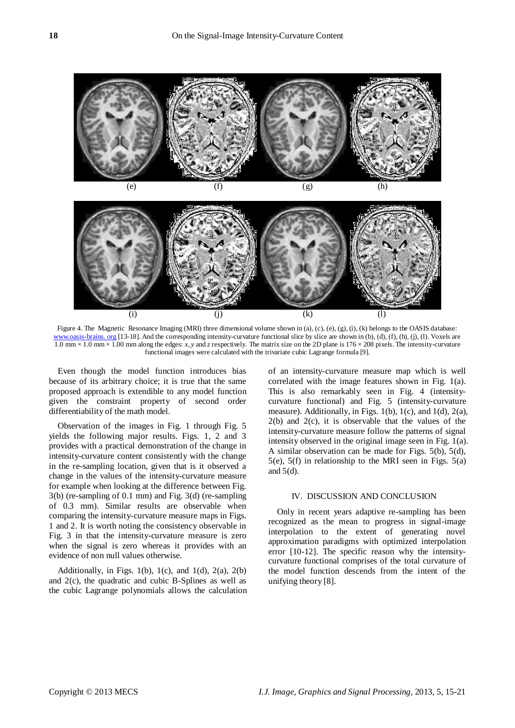(e) (f) (g) (h)

(i) (j) (k) (l)

Figure 4. The Magnetic Resonance Imaging (MRI) three dimensional volume shown in (a), (c), (e), (g), (i), (k) belongs to the OASIS database: www.oasis-brains.org [13-18]. And the corresponding intensity-curvature functional slice by slice are shown in (b), (d), (f), (h), (j), (l). Voxels are 1.0 mm × 1.0 mm × 1.00 mm along the edges: $x$, $y$ and $z$ respectively. The matrix size on the 2D plane is 176 × 208 pixels. The intensity-curvature functional images were calculated with the trivariate cubic Lagrange formula [9].

Even though the model function introduces bias because of its arbitrary choice; it is true that the same proposed approach is extendible to any model function given the constraint property of second order differentiability of the math model.

Observation of the images in Fig. 1 through Fig. 5 yields the following major results. Figs. 1, 2 and 3 provides with a practical demonstration of the change in intensity-curvature content consistently with the change in the re-sampling location, given that is it observed a change in the values of the intensity-curvature measure for example when looking at the difference between Fig. 3(b) (re-sampling of 0.1 mm) and Fig. 3(d) (re-sampling of 0.3 mm). Similar results are observable when comparing the intensity-curvature measure maps in Figs. 1 and 2. It is worth noting the consistency observable in Fig. 3 in that the intensity-curvature measure is zero when the signal is zero whereas it provides with an evidence of non null values otherwise.

Additionally, in Figs. 1(b), 1(c), and 1(d), 2(a), 2(b) and 2(c), the quadratic and cubic B-Splines as well as the cubic Lagrange polynomials allows the calculation of an intensity-curvature measure map which is well correlated with the image features shown in Fig. 1(a). This is also remarkably seen in Fig. 4 (intensity-curvature functional) and Fig. 5 (intensity-curvature measure). Additionally, in Figs. 1(b), 1(c), and 1(d), 2(a), 2(b) and 2(c), it is observable that the values of the intensity-curvature measure follow the patterns of signal intensity observed in the original image seen in Fig. 1(a). A similar observation can be made for Figs. 5(b), 5(d), 5(e), 5(f) in relationship to the MRI seen in Figs. 5(a) and 5(d).

## IV. DISCUSSION AND CONCLUSION

Only in recent years adaptive re-sampling has been recognized as the mean to progress in signal-image interpolation to the extent of generating novel approximation paradigms with optimized interpolation error [10-12]. The specific reason why the intensity-curvature functional comprises of the total curvature of the model function descends from the intent of the unifying theory [8].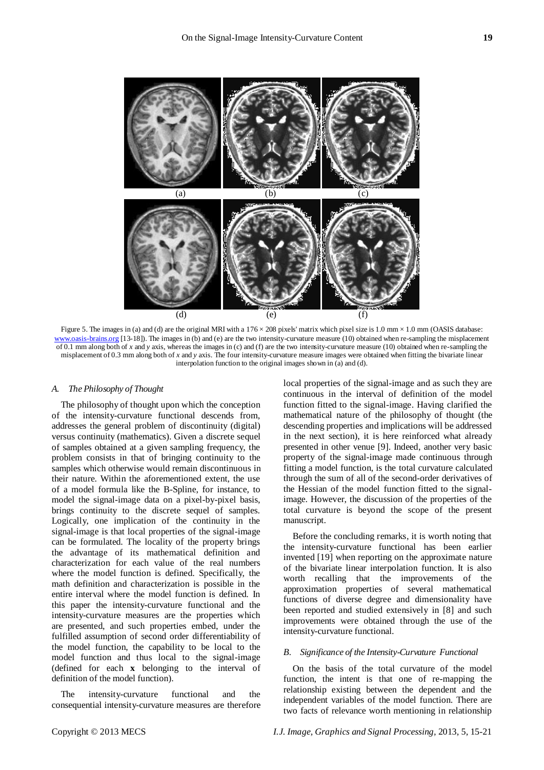(a) (b) (c)

(d) (e) (f)

Figure 5. The images in (a) and (d) are the original MRI with a $176 \times 208$ pixels' matrix which pixel size is 1.0 mm $\times$ 1.0 mm (OASIS database: www.oasis-brains.org [13-18]). The images in (b) and (e) are the two intensity-curvature measure (10) obtained when re-sampling the misplacement of 0.1 mm along both of $x$ and $y$ axis, whereas the images in (c) and (f) are the two intensity-curvature measure (10) obtained when re-sampling the misplacement of 0.3 mm along both of $x$ and $y$ axis. The four intensity-curvature measure images were obtained when fitting the bivariate linear interpolation function to the original images shown in (a) and (d).

### *A. The Philosophy of Thought*

The philosophy of thought upon which the conception of the intensity-curvature functional descends from, addresses the general problem of discontinuity (digital) versus continuity (mathematics). Given a discrete sequel of samples obtained at a given sampling frequency, the problem consists in that of bringing continuity to the samples which otherwise would remain discontinuous in their nature. Within the aforementioned extent, the use of a model formula like the B-Spline, for instance, to model the signal-image data on a pixel-by-pixel basis, brings continuity to the discrete sequel of samples. Logically, one implication of the continuity in the signal-image is that local properties of the signal-image can be formulated. The locality of the property brings the advantage of its mathematical definition and characterization for each value of the real numbers where the model function is defined. Specifically, the math definition and characterization is possible in the entire interval where the model function is defined. In this paper the intensity-curvature functional and the intensity-curvature measures are the properties which are presented, and such properties embed, under the fulfilled assumption of second order differentiability of the model function, the capability to be local to the model function and thus local to the signal-image (defined for each $\mathbf{x}$ belonging to the interval of definition of the model function).

The intensity-curvature functional and the consequential intensity-curvature measures are therefore local properties of the signal-image and as such they are continuous in the interval of definition of the model function fitted to the signal-image. Having clarified the mathematical nature of the philosophy of thought (the descending properties and implications will be addressed in the next section), it is here reinforced what already presented in other venue [9]. Indeed, another very basic property of the signal-image made continuous through fitting a model function, is the total curvature calculated through the sum of all of the second-order derivatives of the Hessian of the model function fitted to the signal-image. However, the discussion of the properties of the total curvature is beyond the scope of the present manuscript.

Before the concluding remarks, it is worth noting that the intensity-curvature functional has been earlier invented [19] when reporting on the approximate nature of the bivariate linear interpolation function. It is also worth recalling that the improvements of the approximation properties of several mathematical functions of diverse degree and dimensionality have been reported and studied extensively in [8] and such improvements were obtained through the use of the intensity-curvature functional.

### *B. Significance of the Intensity-Curvature Functional*

On the basis of the total curvature of the model function, the intent is that one of re-mapping the relationship existing between the dependent and the independent variables of the model function. There are two facts of relevance worth mentioning in relationship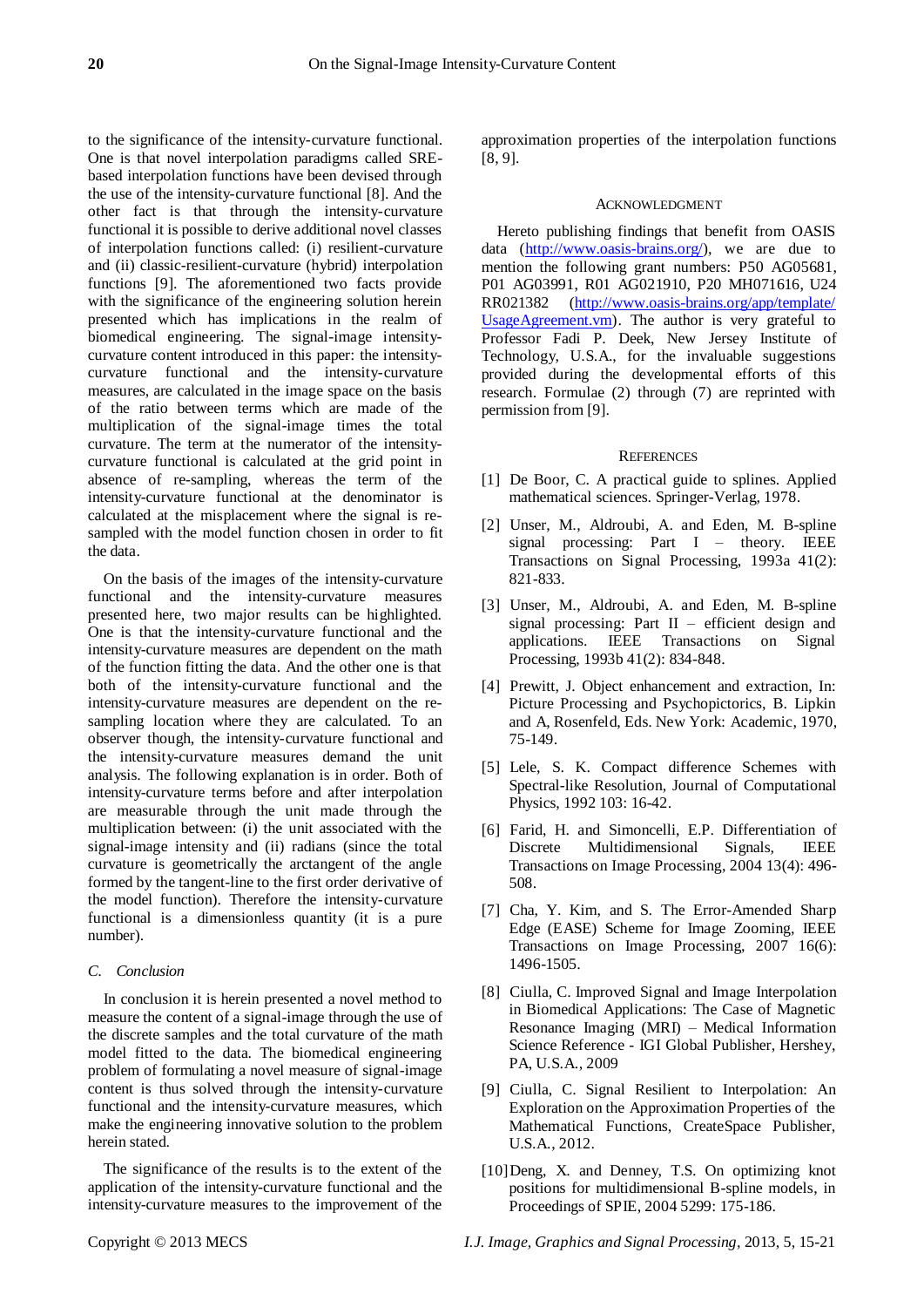to the significance of the intensity-curvature functional. One is that novel interpolation paradigms called SRE-based interpolation functions have been devised through the use of the intensity-curvature functional [8]. And the other fact is that through the intensity-curvature functional it is possible to derive additional novel classes of interpolation functions called: (i) resilient-curvature and (ii) classic-resilient-curvature (hybrid) interpolation functions [9]. The aforementioned two facts provide with the significance of the engineering solution herein presented which has implications in the realm of biomedical engineering. The signal-image intensity-curvature content introduced in this paper: the intensity-curvature functional and the intensity-curvature measures, are calculated in the image space on the basis of the ratio between terms which are made of the multiplication of the signal-image times the total curvature. The term at the numerator of the intensity-curvature functional is calculated at the grid point in absence of re-sampling, whereas the term of the intensity-curvature functional at the denominator is calculated at the misplacement where the signal is re-sampled with the model function chosen in order to fit the data.

On the basis of the images of the intensity-curvature functional and the intensity-curvature measures presented here, two major results can be highlighted. One is that the intensity-curvature functional and the intensity-curvature measures are dependent on the math of the function fitting the data. And the other one is that both of the intensity-curvature functional and the intensity-curvature measures are dependent on the re-sampling location where they are calculated. To an observer though, the intensity-curvature functional and the intensity-curvature measures demand the unit analysis. The following explanation is in order. Both of intensity-curvature terms before and after interpolation are measurable through the unit made through the multiplication between: (i) the unit associated with the signal-image intensity and (ii) radians (since the total curvature is geometrically the arctangent of the angle formed by the tangent-line to the first order derivative of the model function). Therefore the intensity-curvature functional is a dimensionless quantity (it is a pure number).

### *C. Conclusion*

In conclusion it is herein presented a novel method to measure the content of a signal-image through the use of the discrete samples and the total curvature of the math model fitted to the data. The biomedical engineering problem of formulating a novel measure of signal-image content is thus solved through the intensity-curvature functional and the intensity-curvature measures, which make the engineering innovative solution to the problem herein stated.

The significance of the results is to the extent of the application of the intensity-curvature functional and the intensity-curvature measures to the improvement of the approximation properties of the interpolation functions [8, 9].

## Acknowledgment

Hereto publishing findings that benefit from OASIS data (http://www.oasis-brains.org/), we are due to mention the following grant numbers: P50 AG05681, P01 AG03991, R01 AG021910, P20 MH071616, U24 RR021382 (http://www.oasis-brains.org/app/template/UsageAgreement.vm). The author is very grateful to Professor Fadi P. Deek, New Jersey Institute of Technology, U.S.A., for the invaluable suggestions provided during the developmental efforts of this research. Formulae (2) through (7) are reprinted with permission from [9].

## References

[1] De Boor, C. A practical guide to splines. Applied mathematical sciences. Springer-Verlag, 1978.

[2] Unser, M., Aldroubi, A. and Eden, M. B-spline signal processing: Part I – theory. IEEE Transactions on Signal Processing, 1993a 41(2): 821-833.

[3] Unser, M., Aldroubi, A. and Eden, M. B-spline signal processing: Part II – efficient design and applications. IEEE Transactions on Signal Processing, 1993b 41(2): 834-848.

[4] Prewitt, J. Object enhancement and extraction, In: Picture Processing and Psychopictorics, B. Lipkin and A, Rosenfeld, Eds. New York: Academic, 1970, 75-149.

[5] Lele, S. K. Compact difference Schemes with Spectral-like Resolution, Journal of Computational Physics, 1992 103: 16-42.

[6] Farid, H. and Simoncelli, E.P. Differentiation of Discrete Multidimensional Signals, IEEE Transactions on Image Processing, 2004 13(4): 496-508.

[7] Cha, Y. Kim, and S. The Error-Amended Sharp Edge (EASE) Scheme for Image Zooming, IEEE Transactions on Image Processing, 2007 16(6): 1496-1505.

[8] Ciulla, C. Improved Signal and Image Interpolation in Biomedical Applications: The Case of Magnetic Resonance Imaging (MRI) – Medical Information Science Reference - IGI Global Publisher, Hershey, PA, U.S.A., 2009

[9] Ciulla, C. Signal Resilient to Interpolation: An Exploration on the Approximation Properties of the Mathematical Functions, CreateSpace Publisher, U.S.A., 2012.

[10] Deng, X. and Denney, T.S. On optimizing knot positions for multidimensional B-spline models, in Proceedings of SPIE, 2004 5299: 175-186.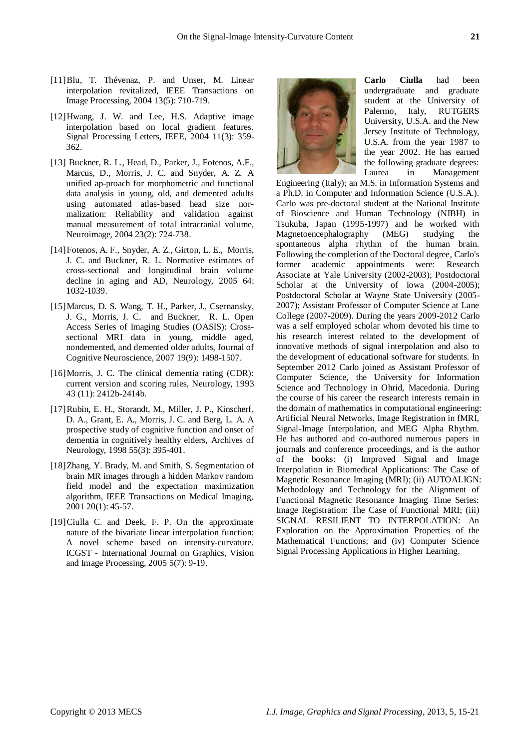[11] Blu, T. Thévenaz, P. and Unser, M. Linear interpolation revitalized, IEEE Transactions on Image Processing, 2004 13(5): 710-719.

[12] Hwang, J. W. and Lee, H.S. Adaptive image interpolation based on local gradient features. Signal Processing Letters, IEEE, 2004 11(3): 359-362.

[13] Buckner, R. L., Head, D., Parker, J., Fotenos, A.F., Marcus, D., Morris, J. C. and Snyder, A. Z. A unified ap-proach for morphometric and functional data analysis in young, old, and demented adults using automated atlas-based head size nor-malization: Reliability and validation against manual measurement of total intracranial volume, Neuroimage, 2004 23(2): 724-738.

[14] Fotenos, A. F., Snyder, A. Z., Girton, L. E., Morris, J. C. and Buckner, R. L. Normative estimates of cross-sectional and longitudinal brain volume decline in aging and AD, Neurology, 2005 64: 1032-1039.

[15] Marcus, D. S. Wang, T. H., Parker, J., Csernansky, J. G., Morris, J. C. and Buckner, R. L. Open Access Series of Imaging Studies (OASIS): Cross-sectional MRI data in young, middle aged, nondemented, and demented older adults, Journal of Cognitive Neuroscience, 2007 19(9): 1498-1507.

[16] Morris, J. C. The clinical dementia rating (CDR): current version and scoring rules, Neurology, 1993 43 (11): 2412b-2414b.

[17] Rubin, E. H., Storandt, M., Miller, J. P., Kinscherf, D. A., Grant, E. A., Morris, J. C. and Berg, L. A. A prospective study of cognitive function and onset of dementia in cognitively healthy elders, Archives of Neurology, 1998 55(3): 395-401.

[18] Zhang, Y. Brady, M. and Smith, S. Segmentation of brain MR images through a hidden Markov random field model and the expectation maximization algorithm, IEEE Transactions on Medical Imaging, 2001 20(1): 45-57.

[19] Ciulla C. and Deek, F. P. On the approximate nature of the bivariate linear interpolation function: A novel scheme based on intensity-curvature. ICGST - International Journal on Graphics, Vision and Image Processing, 2005 5(7): 9-19.

**Carlo Ciulla** had been undergraduate and graduate student at the University of Palermo, Italy, RUTGERS University, U.S.A. and the New Jersey Institute of Technology, U.S.A. from the year 1987 to the year 2002. He has earned the following graduate degrees: Laurea in Management Engineering (Italy); an M.S. in Information Systems and a Ph.D. in Computer and Information Science (U.S.A.). Carlo was pre-doctoral student at the National Institute of Bioscience and Human Technology (NIBH) in Tsukuba, Japan (1995-1997) and he worked with Magnetoencephalography (MEG) studying the spontaneous alpha rhythm of the human brain. Following the completion of the Doctoral degree, Carlo's former academic appointments were: Research Associate at Yale University (2002-2003); Postdoctoral Scholar at the University of Iowa (2004-2005); Postdoctoral Scholar at Wayne State University (2005-2007); Assistant Professor of Computer Science at Lane College (2007-2009). During the years 2009-2012 Carlo was a self employed scholar whom devoted his time to his research interest related to the development of innovative methods of signal interpolation and also to the development of educational software for students. In September 2012 Carlo joined as Assistant Professor of Computer Science, the University for Information Science and Technology in Ohrid, Macedonia. During the course of his career the research interests remain in the domain of mathematics in computational engineering: Artificial Neural Networks, Image Registration in fMRI, Signal-Image Interpolation, and MEG Alpha Rhythm. He has authored and co-authored numerous papers in journals and conference proceedings, and is the author of the books: (i) Improved Signal and Image Interpolation in Biomedical Applications: The Case of Magnetic Resonance Imaging (MRI); (ii) AUTOALIGN: Methodology and Technology for the Alignment of Functional Magnetic Resonance Imaging Time Series: Image Registration: The Case of Functional MRI; (iii) SIGNAL RESILIENT TO INTERPOLATION: An Exploration on the Approximation Properties of the Mathematical Functions; and (iv) Computer Science Signal Processing Applications in Higher Learning.